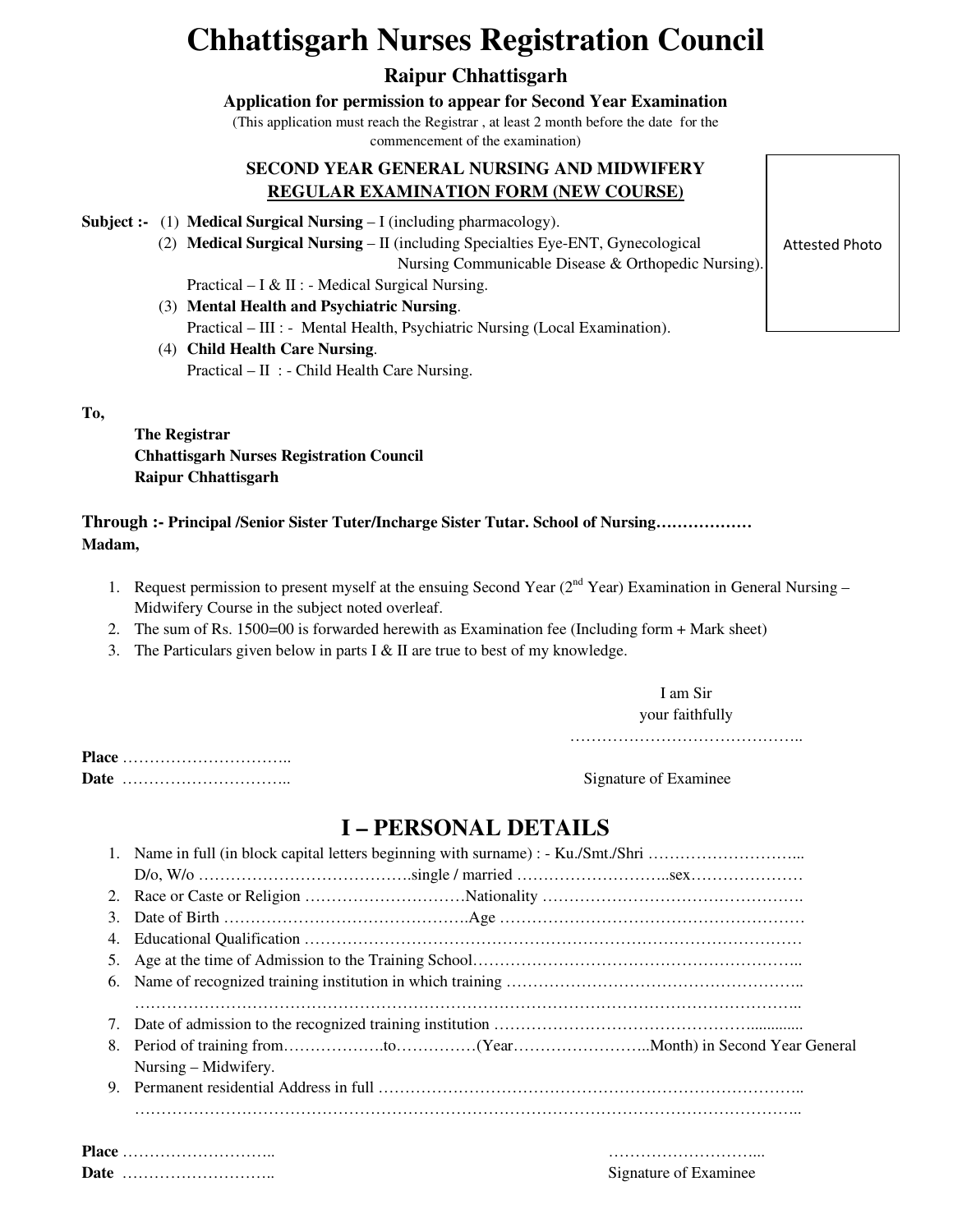# Chhattisgarh Nurses Registration Council

## Raipur Chhattisgarh

**Application for permission to appear for Second Year Examination**

(This application must reach the Registrar , at least 2 month before the date for the commencement of the examination)

**SECOND YEAR GENERAL NURSING AND MIDWIFERY**

**REGULAR EXAMINATION FORM (NEW COURSE)**

Attested Photo

**Subject :-** (1) **Medical Surgical Nursing** – I (including pharmacology).

(2) **Medical Surgical Nursing** – II (including Specialties Eye-ENT, Gynecological Nursing Communicable Disease & Orthopedic Nursing).

Practical – I & II : - Medical Surgical Nursing.

(3) **Mental Health and Psychiatric Nursing**.

Practical – III : - Mental Health, Psychiatric Nursing (Local Examination).

(4) **Child Health Care Nursing**.

Practical – II : - Child Health Care Nursing.

**To,**

**The Registrar**
**Chhattisgarh Nurses Registration Council**
**Raipur Chhattisgarh**

**Through :- Principal /Senior Sister Tuter/Incharge Sister Tutar. School of Nursing………………**

**Madam,**

1. Request permission to present myself at the ensuing Second Year (2nd Year) Examination in General Nursing – Midwifery Course in the subject noted overleaf.
2. The sum of Rs. 1500=00 is forwarded herewith as Examination fee (Including form + Mark sheet)
3. The Particulars given below in parts I & II are true to best of my knowledge.

I am Sir
your faithfully
……………………………………..

**Place** …………………………..
**Date** …………………………..

Signature of Examinee

# I – PERSONAL DETAILS

1. Name in full (in block capital letters beginning with surname) : - Ku./Smt./Shri ………………………..
   D/o, W/o ………………………………….single / married ………………………..sex…………………
2. Race or Caste or Religion …………………………Nationality ………………………………………….
3. Date of Birth ……………………………………….Age ………………………………………………
4. Educational Qualification ……………………………………………………………………………
5. Age at the time of Admission to the Training School……………………………………………………..
6. Name of recognized training institution in which training ……………………………………………..
   …………………………………………………………………………………………………………..
7. Date of admission to the recognized training institution ………………………………………...........
8. Period of training from……………….to……………(Year……………………..Month) in Second Year General Nursing – Midwifery.
9. Permanent residential Address in full ………………………………………………………………..
   …………………………………………………………………………………………………………..

**Place** ………………………..
**Date** ………………………..

………………………...
Signature of Examinee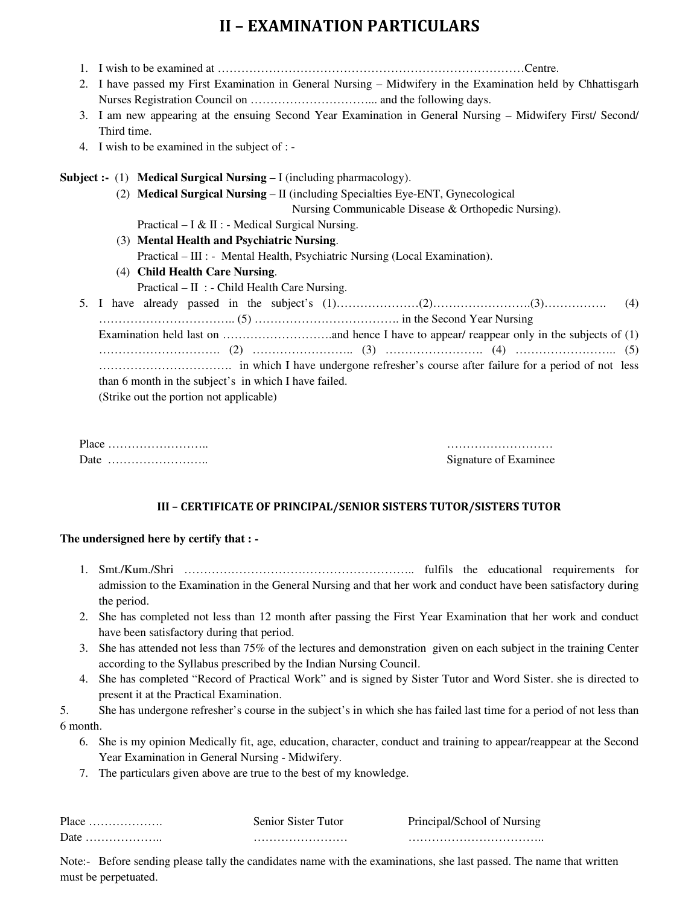# II – EXAMINATION PARTICULARS

1. I wish to be examined at ………………………………………………………………………Centre.
2. I have passed my First Examination in General Nursing – Midwifery in the Examination held by Chhattisgarh Nurses Registration Council on …………………………... and the following days.
3. I am new appearing at the ensuing Second Year Examination in General Nursing – Midwifery First/ Second/ Third time.
4. I wish to be examined in the subject of : -

**Subject :-** (1) **Medical Surgical Nursing** – I (including pharmacology).

(2) **Medical Surgical Nursing** – II (including Specialties Eye-ENT, Gynecological Nursing Communicable Disease & Orthopedic Nursing).

Practical – I & II : - Medical Surgical Nursing.

(3) **Mental Health and Psychiatric Nursing**.

Practical – III : - Mental Health, Psychiatric Nursing (Local Examination).

(4) **Child Health Care Nursing**.

Practical – II : - Child Health Care Nursing.

5. I have already passed in the subject's (1)…………………(2)…………………….(3)……………. (4) …………………………….. (5) ………………………………. in the Second Year Nursing Examination held last on ……………………….and hence I have to appear/ reappear only in the subjects of (1) …………………………. (2) …………………….. (3) ……………………. (4) …………………….. (5) ……………………………. in which I have undergone refresher's course after failure for a period of not less than 6 month in the subject's in which I have failed.
(Strike out the portion not applicable)

Place ……………………..

Date ……………………..

………………………

Signature of Examinee

### III – CERTIFICATE OF PRINCIPAL/SENIOR SISTERS TUTOR/SISTERS TUTOR

**The undersigned here by certify that : -**

1. Smt./Kum./Shri …………………………………………………….. fulfils the educational requirements for admission to the Examination in the General Nursing and that her work and conduct have been satisfactory during the period.
2. She has completed not less than 12 month after passing the First Year Examination that her work and conduct have been satisfactory during that period.
3. She has attended not less than 75% of the lectures and demonstration given on each subject in the training Center according to the Syllabus prescribed by the Indian Nursing Council.
4. She has completed "Record of Practical Work" and is signed by Sister Tutor and Word Sister. she is directed to present it at the Practical Examination.
5. She has undergone refresher's course in the subject's in which she has failed last time for a period of not less than 6 month.
6. She is my opinion Medically fit, age, education, character, conduct and training to appear/reappear at the Second Year Examination in General Nursing - Midwifery.
7. The particulars given above are true to the best of my knowledge.

| | | |
|---|---|---|
| Place ………………. | Senior Sister Tutor | Principal/School of Nursing |
| Date ……………….. | …………………… | …………………………….. |

Note:- Before sending please tally the candidates name with the examinations, she last passed. The name that written must be perpetuated.